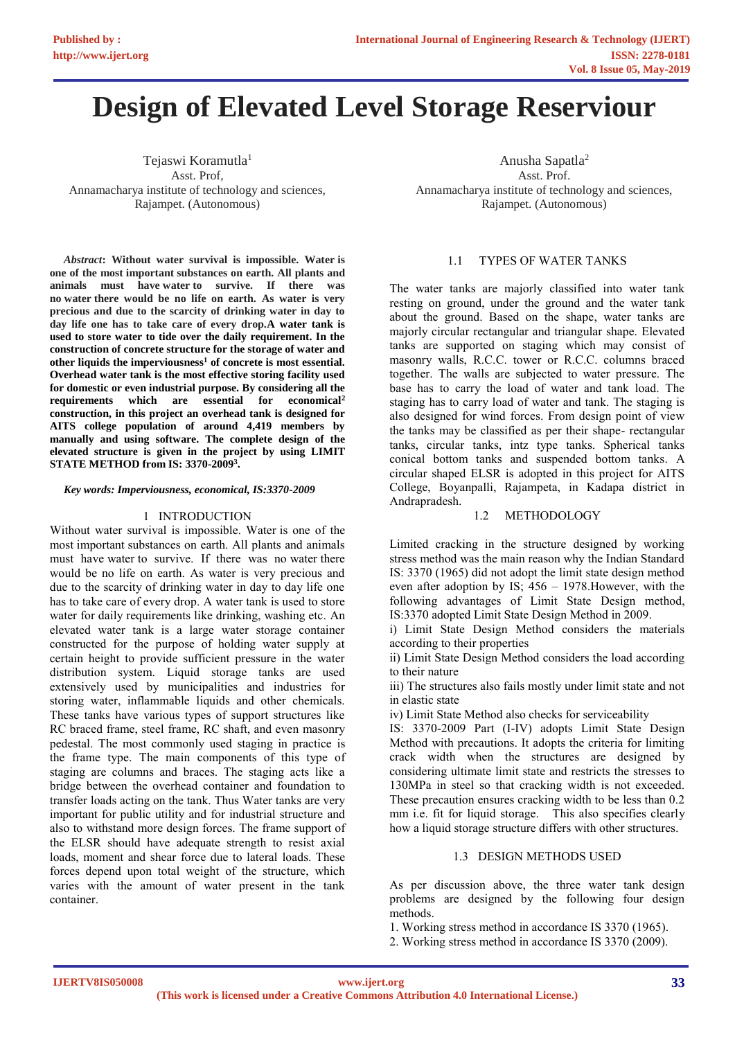# Design of Elevated Level Storage Reserviour

Tejaswi Koramutla[1]
Asst. Prof,
Annamacharya institute of technology and sciences,
Rajampet. (Autonomous)

Anusha Sapatla[2]
Asst. Prof.
Annamacharya institute of technology and sciences,
Rajampet. (Autonomous)

***Abstract*: Without water survival is impossible. Water is one of the most important substances on earth. All plants and animals must have water to survive. If there was no water there would be no life on earth. As water is very precious and due to the scarcity of drinking water in day to day life one has to take care of every drop.A water tank is used to store water to tide over the daily requirement. In the construction of concrete structure for the storage of water and other liquids the imperviousness[1] of concrete is most essential. Overhead water tank is the most effective storing facility used for domestic or even industrial purpose. By considering all the requirements which are essential for economical[2] construction, in this project an overhead tank is designed for AITS college population of around 4,419 members by manually and using software. The complete design of the elevated structure is given in the project by using LIMIT STATE METHOD from IS: 3370-2009[3].**

***Key words: Imperviousness, economical, IS:3370-2009***

## 1 INTRODUCTION

Without water survival is impossible. Water is one of the most important substances on earth. All plants and animals must have water to survive. If there was no water there would be no life on earth. As water is very precious and due to the scarcity of drinking water in day to day life one has to take care of every drop. A water tank is used to store water for daily requirements like drinking, washing etc. An elevated water tank is a large water storage container constructed for the purpose of holding water supply at certain height to provide sufficient pressure in the water distribution system. Liquid storage tanks are used extensively used by municipalities and industries for storing water, inflammable liquids and other chemicals. These tanks have various types of support structures like RC braced frame, steel frame, RC shaft, and even masonry pedestal. The most commonly used staging in practice is the frame type. The main components of this type of staging are columns and braces. The staging acts like a bridge between the overhead container and foundation to transfer loads acting on the tank. Thus Water tanks are very important for public utility and for industrial structure and also to withstand more design forces. The frame support of the ELSR should have adequate strength to resist axial loads, moment and shear force due to lateral loads. These forces depend upon total weight of the structure, which varies with the amount of water present in the tank container.

### 1.1 TYPES OF WATER TANKS

The water tanks are majorly classified into water tank resting on ground, under the ground and the water tank about the ground. Based on the shape, water tanks are majorly circular rectangular and triangular shape. Elevated tanks are supported on staging which may consist of masonry walls, R.C.C. tower or R.C.C. columns braced together. The walls are subjected to water pressure. The base has to carry the load of water and tank load. The staging has to carry load of water and tank. The staging is also designed for wind forces. From design point of view the tanks may be classified as per their shape- rectangular tanks, circular tanks, intz type tanks. Spherical tanks conical bottom tanks and suspended bottom tanks. A circular shaped ELSR is adopted in this project for AITS College, Boyanpalli, Rajampeta, in Kadapa district in Andrapradesh.

### 1.2 METHODOLOGY

Limited cracking in the structure designed by working stress method was the main reason why the Indian Standard IS: 3370 (1965) did not adopt the limit state design method even after adoption by IS; 456 – 1978.However, with the following advantages of Limit State Design method, IS:3370 adopted Limit State Design Method in 2009.

i) Limit State Design Method considers the materials according to their properties

ii) Limit State Design Method considers the load according to their nature

iii) The structures also fails mostly under limit state and not in elastic state

iv) Limit State Method also checks for serviceability

IS: 3370-2009 Part (I-IV) adopts Limit State Design Method with precautions. It adopts the criteria for limiting crack width when the structures are designed by considering ultimate limit state and restricts the stresses to 130MPa in steel so that cracking width is not exceeded. These precaution ensures cracking width to be less than 0.2 mm i.e. fit for liquid storage. This also specifies clearly how a liquid storage structure differs with other structures.

### 1.3 DESIGN METHODS USED

As per discussion above, the three water tank design problems are designed by the following four design methods.

1. Working stress method in accordance IS 3370 (1965).
2. Working stress method in accordance IS 3370 (2009).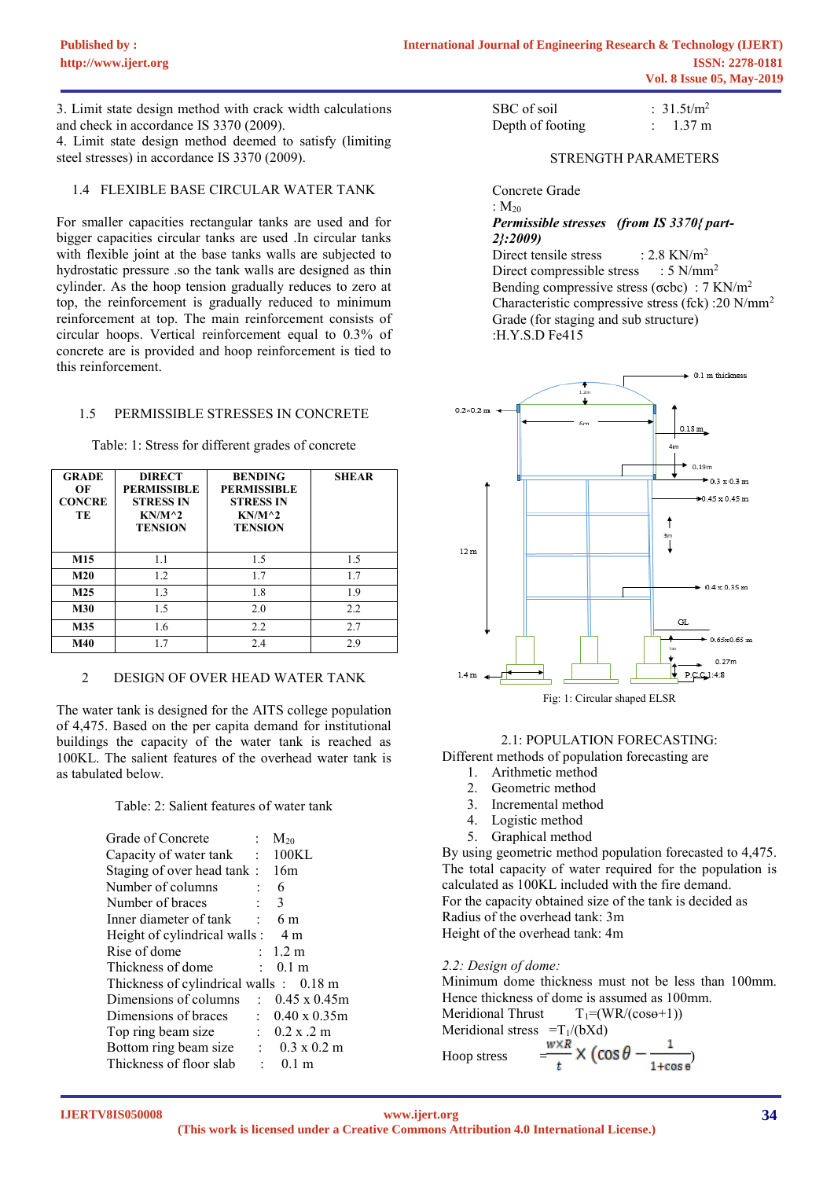3. Limit state design method with crack width calculations and check in accordance IS 3370 (2009).
4. Limit state design method deemed to satisfy (limiting steel stresses) in accordance IS 3370 (2009).

### 1.4 FLEXIBLE BASE CIRCULAR WATER TANK

For smaller capacities rectangular tanks are used and for bigger capacities circular tanks are used .In circular tanks with flexible joint at the base tanks walls are subjected to hydrostatic pressure .so the tank walls are designed as thin cylinder. As the hoop tension gradually reduces to zero at top, the reinforcement is gradually reduced to minimum reinforcement at top. The main reinforcement consists of circular hoops. Vertical reinforcement equal to 0.3% of concrete are is provided and hoop reinforcement is tied to this reinforcement.

### 1.5 PERMISSIBLE STRESSES IN CONCRETE

Table: 1: Stress for different grades of concrete

| GRADE OF CONCRETE | DIRECT PERMISSIBLE STRESS IN KN/M^2 TENSION | BENDING PERMISSIBLE STRESS IN KN/M^2 TENSION | SHEAR |
|---|---|---|---|
| M15 | 1.1 | 1.5 | 1.5 |
| M20 | 1.2 | 1.7 | 1.7 |
| M25 | 1.3 | 1.8 | 1.9 |
| M30 | 1.5 | 2.0 | 2.2 |
| M35 | 1.6 | 2.2 | 2.7 |
| M40 | 1.7 | 2.4 | 2.9 |

## 2 DESIGN OF OVER HEAD WATER TANK

The water tank is designed for the AITS college population of 4,475. Based on the per capita demand for institutional buildings the capacity of the water tank is reached as 100KL. The salient features of the overhead water tank is as tabulated below.

Table: 2: Salient features of water tank

Grade of Concrete : $M_{20}$
Capacity of water tank : 100KL
Staging of over head tank : 16m
Number of columns : 6
Number of braces : 3
Inner diameter of tank : 6 m
Height of cylindrical walls : 4 m
Rise of dome : 1.2 m
Thickness of dome : 0.1 m
Thickness of cylindrical walls : 0.18 m
Dimensions of columns : 0.45 x 0.45m
Dimensions of braces : 0.40 x 0.35m
Top ring beam size : 0.2 x .2 m
Bottom ring beam size : 0.3 x 0.2 m
Thickness of floor slab : 0.1 m
SBC of soil : 31.5t/m$^2$
Depth of footing : 1.37 m

STRENGTH PARAMETERS

Concrete Grade : $M_{20}$

***Permissible stresses (from IS 3370{ part-2}:2009)***

Direct tensile stress : 2.8 KN/m$^2$
Direct compressible stress : 5 N/mm$^2$
Bending compressive stress ($\sigma$cbc) : 7 KN/m$^2$
Characteristic compressive stress (fck) :20 N/mm$^2$
Grade (for staging and sub structure) :H.Y.S.D Fe415

Fig: 1: Circular shaped ELSR

### 2.1: POPULATION FORECASTING:

Different methods of population forecasting are

1. Arithmetic method
2. Geometric method
3. Incremental method
4. Logistic method
5. Graphical method

By using geometric method population forecasted to 4,475. The total capacity of water required for the population is calculated as 100KL included with the fire demand.
For the capacity obtained size of the tank is decided as
Radius of the overhead tank: 3m
Height of the overhead tank: 4m

### *2.2: Design of dome:*

Minimum dome thickness must not be less than 100mm. Hence thickness of dome is assumed as 100mm.
Meridional Thrust $T_1$=(WR/(cos$\theta$+1))
Meridional stress =$T_1$/(bXd)
Hoop stress $= \frac{w \times R}{t} \times \left(\cos\theta - \frac{1}{1+\cos\theta}\right)$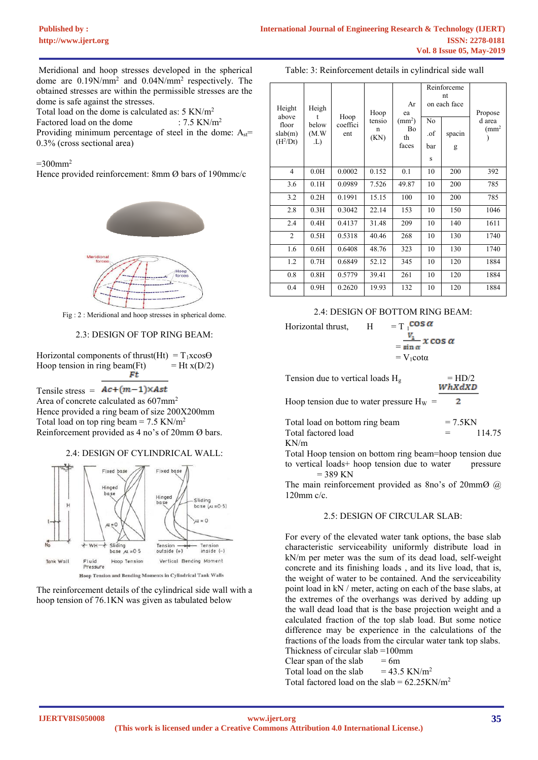Meridional and hoop stresses developed in the spherical dome are $0.19N/mm^2$ and $0.04N/mm^2$ respectively. The obtained stresses are within the permissible stresses are the dome is safe against the stresses.

Total load on the dome is calculated as: 5 $KN/m^2$

Factored load on the dome : 7.5 $KN/m^2$

Providing minimum percentage of steel in the dome: $A_{st}$= 0.3% (cross sectional area)

$=300mm^2$

Hence provided reinforcement: 8mm Ø bars of 190mmc/c

Fig : 2 : Meridional and hoop stresses in spherical dome.

### 2.3: DESIGN OF TOP RING BEAM:

Horizontal components of thrust(Ht) $= T_1 x\cos\Theta$

Hoop tension in ring beam(Ft) $= Ht\ x(D/2)$

$$\text{Tensile stress} = \frac{Ft}{Ac+(m-1)\times Ast}$$

Area of concrete calculated as $607mm^2$

Hence provided a ring beam of size 200X200mm

Total load on top ring beam = 7.5 $KN/m^2$

Reinforcement provided as 4 no's of 20mm Ø bars.

### 2.4: DESIGN OF CYLINDRICAL WALL:

Hoop Tension and Bending Moments in Cylindrical Tank Walls

The reinforcement details of the cylindrical side wall with a hoop tension of 76.1KN was given as tabulated below

Table: 3: Reinforcement details in cylindrical side wall

| Height above floor slab(m) ($H^2/Dt$) | Height below (M.W.L) | Hoop coefficient | Hoop tension (KN) | Area ($mm^2$) Both faces | Reinforcement on each face | | Proposed area ($mm^2$) |
|---|---|---|---|---|---|---|---|
| | | | | | No .of bars | spacing | |
| 4 | 0.0H | 0.0002 | 0.152 | 0.1 | 10 | 200 | 392 |
| 3.6 | 0.1H | 0.0989 | 7.526 | 49.87 | 10 | 200 | 785 |
| 3.2 | 0.2H | 0.1991 | 15.15 | 100 | 10 | 200 | 785 |
| 2.8 | 0.3H | 0.3042 | 22.14 | 153 | 10 | 150 | 1046 |
| 2.4 | 0.4H | 0.4137 | 31.48 | 209 | 10 | 140 | 1611 |
| 2 | 0.5H | 0.5318 | 40.46 | 268 | 10 | 130 | 1740 |
| 1.6 | 0.6H | 0.6408 | 48.76 | 323 | 10 | 130 | 1740 |
| 1.2 | 0.7H | 0.6849 | 52.12 | 345 | 10 | 120 | 1884 |
| 0.8 | 0.8H | 0.5779 | 39.41 | 261 | 10 | 120 | 1884 |
| 0.4 | 0.9H | 0.2620 | 19.93 | 132 | 10 | 120 | 1884 |

### 2.4: DESIGN OF BOTTOM RING BEAM:

Horizontal thrust, H $= T_1 \cos\alpha$

$$= \frac{V_1}{\sin\alpha} x\cos\alpha$$

$= V_1 \cot\alpha$

Tension due to vertical loads $H_g$ $= HD/2$

$$\text{Hoop tension due to water pressure } H_W = \frac{WhXdXD}{2}$$

Total load on bottom ring beam = 7.5KN

Total factored load = 114.75 KN/m

Total Hoop tension on bottom ring beam=hoop tension due to vertical loads+ hoop tension due to water pressure = 389 KN

The main reinforcement provided as 8no's of 20mmØ @ 120mm c/c.

### 2.5: DESIGN OF CIRCULAR SLAB:

For every of the elevated water tank options, the base slab characteristic serviceability uniformly distribute load in kN/m per meter was the sum of its dead load, self-weight concrete and its finishing loads , and its live load, that is, the weight of water to be contained. And the serviceability point load in kN / meter, acting on each of the base slabs, at the extremes of the overhangs was derived by adding up the wall dead load that is the base projection weight and a calculated fraction of the top slab load. But some notice difference may be experience in the calculations of the fractions of the loads from the circular water tank top slabs.

Thickness of circular slab =100mm

Clear span of the slab = 6m

Total load on the slab = 43.5 $KN/m^2$

Total factored load on the slab = 62.25$KN/m^2$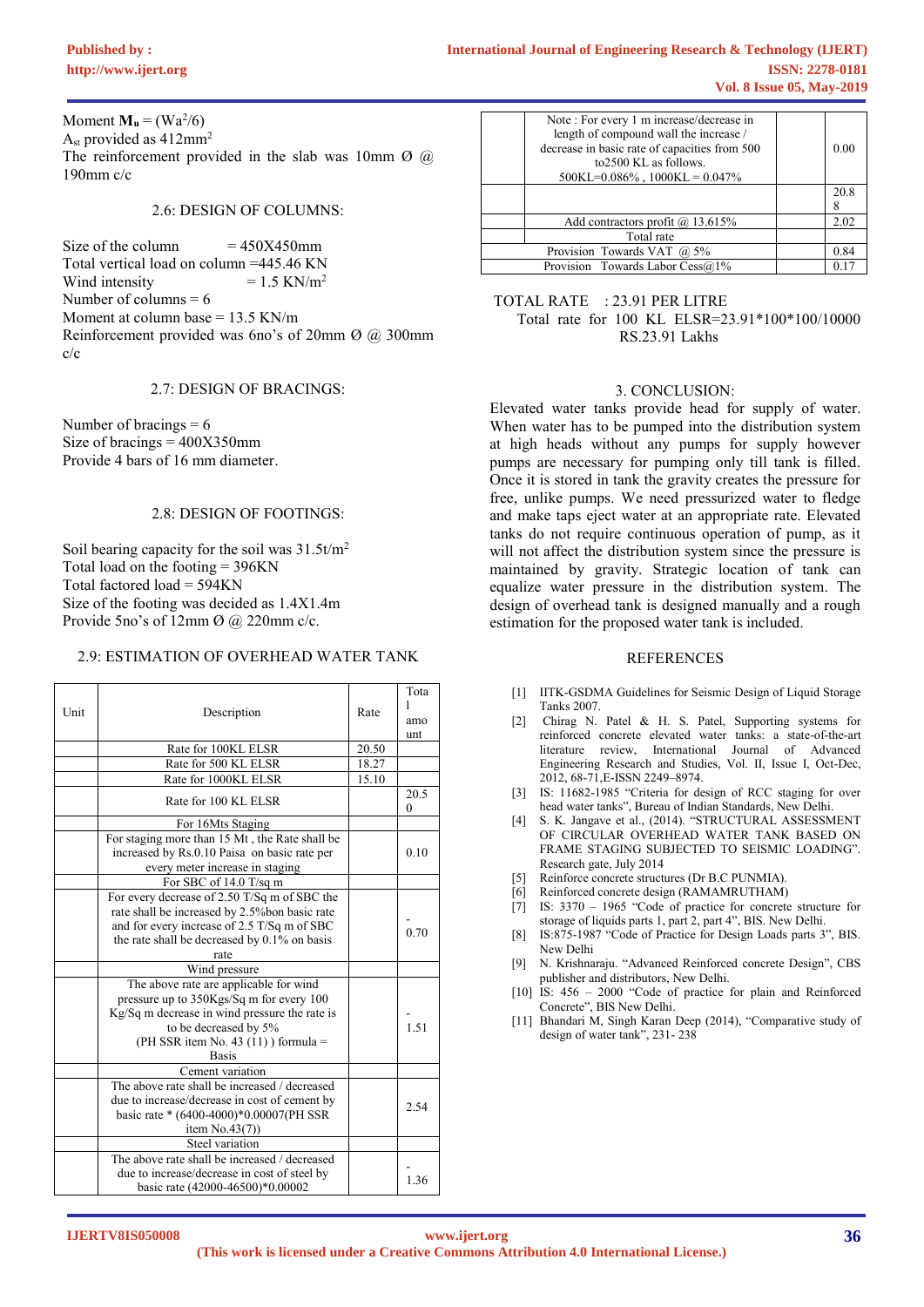Moment $\mathbf{M_u} = (Wa^2/6)$

$A_{st}$ provided as 412mm$^2$

The reinforcement provided in the slab was 10mm Ø @ 190mm c/c

### 2.6: DESIGN OF COLUMNS:

Size of the column = 450X450mm

Total vertical load on column =445.46 KN

Wind intensity = 1.5 KN/m$^2$

Number of columns = 6

Moment at column base = 13.5 KN/m

Reinforcement provided was 6no's of 20mm Ø @ 300mm c/c

### 2.7: DESIGN OF BRACINGS:

Number of bracings = 6

Size of bracings = 400X350mm

Provide 4 bars of 16 mm diameter.

### 2.8: DESIGN OF FOOTINGS:

Soil bearing capacity for the soil was 31.5t/m$^2$

Total load on the footing = 396KN

Total factored load = 594KN

Size of the footing was decided as 1.4X1.4m

Provide 5no's of 12mm Ø @ 220mm c/c.

### 2.9: ESTIMATION OF OVERHEAD WATER TANK

| Unit | Description | Rate | Total amount |
|---|---|---|---|
| | Rate for 100KL ELSR | 20.50 | |
| | Rate for 500 KL ELSR | 18.27 | |
| | Rate for 1000KL ELSR | 15.10 | |
| | Rate for 100 KL ELSR | | 20.50 |
| | For 16Mts Staging | | |
| | For staging more than 15 Mt , the Rate shall be increased by Rs.0.10 Paisa on basic rate per every meter increase in staging | | 0.10 |
| | For SBC of 14.0 T/sq m | | |
| | For every decrease of 2.50 T/Sq m of SBC the rate shall be increased by 2.5%bon basic rate and for every increase of 2.5 T/Sq m of SBC the rate shall be decreased by 0.1% on basis rate | | -0.70 |
| | Wind pressure | | |
| | The above rate are applicable for wind pressure up to 350Kgs/Sq m for every 100 Kg/Sq m decrease in wind pressure the rate is to be decreased by 5% (PH SSR item No. 43 (11) ) formula = Basis | | -1.51 |
| | Cement variation | | |
| | The above rate shall be increased / decreased due to increase/decrease in cost of cement by basic rate * (6400-4000)*0.00007(PH SSR item No.43(7)) | | 2.54 |
| | Steel variation | | |
| | The above rate shall be increased / decreased due to increase/decrease in cost of steel by basic rate (42000-46500)*0.00002 | | -1.36 |
| | Note : For every 1 m increase/decrease in length of compound wall the increase / decrease in basic rate of capacities from 500 to2500 KL as follows. 500KL=0.086% , 1000KL = 0.047% | | 0.00 |
| | | | 20.88 |
| | Add contractors profit @ 13.615% | | 2.02 |
| | Total rate | | |
| | Provision Towards VAT @ 5% | | 0.84 |
| | Provision Towards Labor Cess@1% | | 0.17 |

TOTAL RATE : 23.91 PER LITRE

Total rate for 100 KL ELSR=23.91\*100\*100/10000 RS.23.91 Lakhs

## 3. CONCLUSION:

Elevated water tanks provide head for supply of water. When water has to be pumped into the distribution system at high heads without any pumps for supply however pumps are necessary for pumping only till tank is filled. Once it is stored in tank the gravity creates the pressure for free, unlike pumps. We need pressurized water to fledge and make taps eject water at an appropriate rate. Elevated tanks do not require continuous operation of pump, as it will not affect the distribution system since the pressure is maintained by gravity. Strategic location of tank can equalize water pressure in the distribution system. The design of overhead tank is designed manually and a rough estimation for the proposed water tank is included.

## REFERENCES

[1] IITK-GSDMA Guidelines for Seismic Design of Liquid Storage Tanks 2007.

[2] Chirag N. Patel & H. S. Patel, Supporting systems for reinforced concrete elevated water tanks: a state-of-the-art literature review, International Journal of Advanced Engineering Research and Studies, Vol. II, Issue I, Oct-Dec, 2012, 68-71,E-ISSN 2249–8974.

[3] IS: 11682-1985 "Criteria for design of RCC staging for over head water tanks", Bureau of Indian Standards, New Delhi.

[4] S. K. Jangave et al., (2014). "STRUCTURAL ASSESSMENT OF CIRCULAR OVERHEAD WATER TANK BASED ON FRAME STAGING SUBJECTED TO SEISMIC LOADING". Research gate, July 2014

[5] Reinforce concrete structures (Dr B.C PUNMIA).

[6] Reinforced concrete design (RAMAMRUTHAM)

[7] IS: 3370 – 1965 "Code of practice for concrete structure for storage of liquids parts 1, part 2, part 4", BIS. New Delhi.

[8] IS:875-1987 "Code of Practice for Design Loads parts 3", BIS. New Delhi

[9] N. Krishnaraju. "Advanced Reinforced concrete Design", CBS publisher and distributors, New Delhi.

[10] IS: 456 – 2000 "Code of practice for plain and Reinforced Concrete", BIS New Delhi.

[11] Bhandari M, Singh Karan Deep (2014), "Comparative study of design of water tank", 231- 238